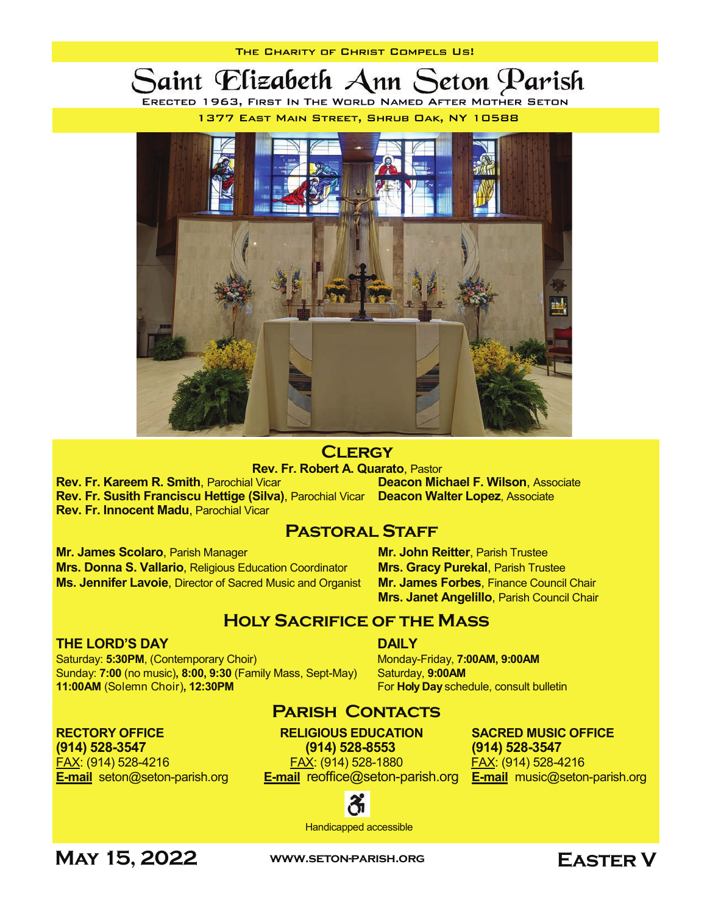The Charity of Christ Compels Us!

# Saint Elizabeth Ann Seton Parish

Erected 1963, First In The World Named After Mother Seton

1377 East Main Street, Shrub Oak, NY 10588

## Clergy

**Rev. Fr. Robert A. Quarato**, Pastor

**Rev. Fr. Kareem R. Smith**, Parochial Vicar
**Rev. Fr. Susith Franciscu Hettige (Silva)**, Parochial Vicar
**Rev. Fr. Innocent Madu**, Parochial Vicar

**Deacon Michael F. Wilson**, Associate
**Deacon Walter Lopez**, Associate

## Pastoral Staff

**Mr. James Scolaro**, Parish Manager
**Mrs. Donna S. Vallario**, Religious Education Coordinator
**Ms. Jennifer Lavoie**, Director of Sacred Music and Organist

**Mr. John Reitter**, Parish Trustee
**Mrs. Gracy Purekal**, Parish Trustee
**Mr. James Forbes**, Finance Council Chair
**Mrs. Janet Angelillo**, Parish Council Chair

## Holy Sacrifice of the Mass

**THE LORD'S DAY**
Saturday: **5:30PM**, (Contemporary Choir)
Sunday: **7:00** (no music)**, 8:00, 9:30** (Family Mass, Sept-May)
**11:00AM** (Solemn Choir)**, 12:30PM**

**DAILY**
Monday-Friday, **7:00AM, 9:00AM**
Saturday, **9:00AM**
For **Holy Day** schedule, consult bulletin

## Parish Contacts

**RECTORY OFFICE**
**(914) 528-3547**
FAX: (914) 528-4216
**E-mail** seton@seton-parish.org

**RELIGIOUS EDUCATION**
**(914) 528-8553**
FAX: (914) 528-1880
**E-mail** reoffice@seton-parish.org

**SACRED MUSIC OFFICE**
**(914) 528-3547**
FAX: (914) 528-4216
**E-mail** music@seton-parish.org

Handicapped accessible

**May 15, 2022** www.seton-parish.org **Easter V**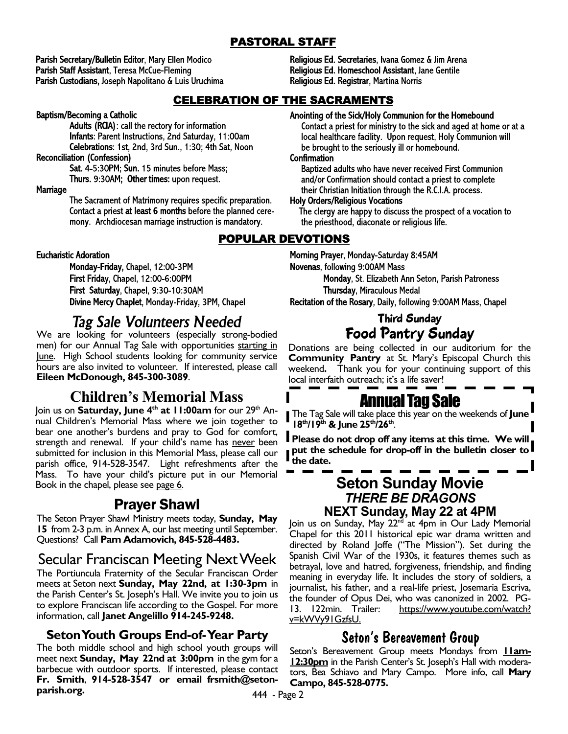## PASTORAL STAFF

**Parish Secretary/Bulletin Editor**, Mary Ellen Modico
**Parish Staff Assistant**, Teresa McCue-Fleming
**Parish Custodians**, Joseph Napolitano & Luis Uruchima

**Religious Ed. Secretaries**, Ivana Gomez & Jim Arena
**Religious Ed. Homeschool Assistant**, Jane Gentile
**Religious Ed. Registrar**, Martina Norris

## CELEBRATION OF THE SACRAMENTS

**Baptism/Becoming a Catholic**
- **Adults (RCIA)**: call the rectory for information
- **Infants**: Parent Instructions, 2nd Saturday, 11:00am
- **Celebrations**: 1st, 2nd, 3rd Sun., 1:30; 4th Sat, Noon

**Reconciliation (Confession)**
- **Sat**. 4-5:30PM; **Sun**. 15 minutes before Mass;
- **Thurs**. 9:30AM; **Other times**: upon request.

**Marriage**

The Sacrament of Matrimony requires specific preparation. Contact a priest **at least 6 months** before the planned ceremony. Archdiocesan marriage instruction is mandatory.

**Anointing of the Sick/Holy Communion for the Homebound**

Contact a priest for ministry to the sick and aged at home or at a local healthcare facility. Upon request, Holy Communion will be brought to the seriously ill or homebound.

**Confirmation**

Baptized adults who have never received First Communion and/or Confirmation should contact a priest to complete their Christian Initiation through the R.C.I.A. process.

**Holy Orders/Religious Vocations**

The clergy are happy to discuss the prospect of a vocation to the priesthood, diaconate or religious life.

## POPULAR DEVOTIONS

**Eucharistic Adoration**
- **Monday-Friday**, Chapel, 12:00-3PM
- **First Friday**, Chapel, 12:00-6:00PM
- **First Saturday**, Chapel, 9:30-10:30AM
- **Divine Mercy Chaplet**, Monday-Friday, 3PM, Chapel

**Morning Prayer**, Monday-Saturday 8:45AM

**Novenas**, following 9:00AM Mass
- **Monday**, St. Elizabeth Ann Seton, Parish Patroness
- **Thursday**, Miraculous Medal

**Recitation of the Rosary**, Daily, following 9:00AM Mass, Chapel

## *Tag Sale Volunteers Needed*

We are looking for volunteers (especially strong-bodied men) for our Annual Tag Sale with opportunities starting in June. High School students looking for community service hours are also invited to volunteer. If interested, please call **Eileen McDonough, 845-300-3089**.

## Children's Memorial Mass

Join us on **Saturday, June 4th at 11:00am** for our 29th Annual Children's Memorial Mass where we join together to bear one another's burdens and pray to God for comfort, strength and renewal. If your child's name has never been submitted for inclusion in this Memorial Mass, please call our parish office, 914-528-3547. Light refreshments after the Mass. To have your child's picture put in our Memorial Book in the chapel, please see page 6.

## Prayer Shawl

The Seton Prayer Shawl Ministry meets today, **Sunday, May 15** from 2-3 p.m. in Annex A, our last meeting until September. Questions? Call **Pam Adamovich, 845-528-4483.**

## Secular Franciscan Meeting Next Week

The Portiuncula Fraternity of the Secular Franciscan Order meets at Seton next **Sunday, May 22nd, at 1:30-3pm** in the Parish Center's St. Joseph's Hall. We invite you to join us to explore Franciscan life according to the Gospel. For more information, call **Janet Angelillo 914-245-9248.**

### Seton Youth Groups End-of-Year Party

The both middle school and high school youth groups will meet next **Sunday, May 22nd at 3:00pm** in the gym for a barbecue with outdoor sports. If interested, please contact **Fr. Smith**, **914-528-3547 or email frsmith@setonparish.org.**

## Third Sunday
## Food Pantry Sunday

Donations are being collected in our auditorium for the **Community Pantry** at St. Mary's Episcopal Church this weekend**.** Thank you for your continuing support of this local interfaith outreach; it's a life saver!

## Annual Tag Sale

The Tag Sale will take place this year on the weekends of **June 18th/19th & June 25th/26th**.

**Please do not drop off any items at this time. We will put the schedule for drop-off in the bulletin closer to the date.**

## Seton Sunday Movie
### *THERE BE DRAGONS*
### NEXT Sunday, May 22 at 4PM

Join us on Sunday, May 22nd at 4pm in Our Lady Memorial Chapel for this 2011 historical epic war drama written and directed by Roland Joffe ("The Mission"). Set during the Spanish Civil War of the 1930s, it features themes such as betrayal, love and hatred, forgiveness, friendship, and finding meaning in everyday life. It includes the story of soldiers, a journalist, his father, and a real-life priest, Josemaria Escriva, the founder of Opus Dei, who was canonized in 2002. PG-13. 122min. Trailer: https://www.youtube.com/watch?v=kWVy91GzfsU.

## Seton's Bereavement Group

Seton's Bereavement Group meets Mondays from **11am-12:30pm** in the Parish Center's St. Joseph's Hall with moderators, Bea Schiavo and Mary Campo. More info, call **Mary Campo, 845-528-0775.**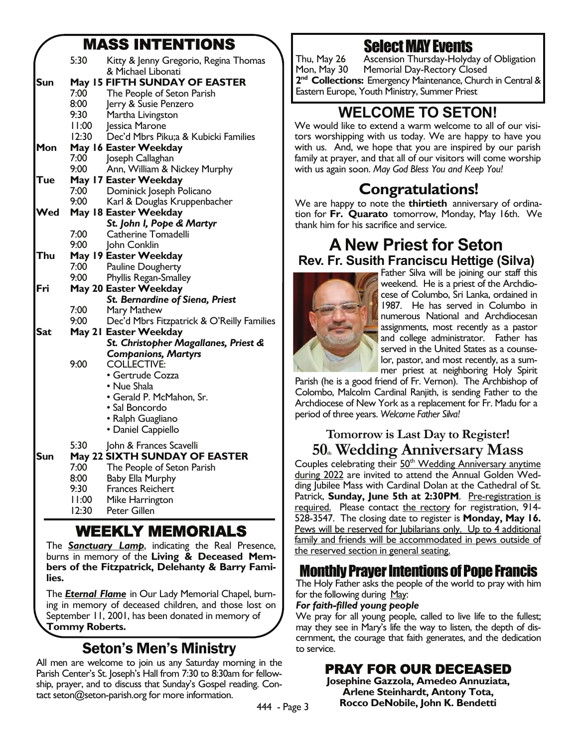## MASS INTENTIONS

| | | |
|---|---|---|
| | 5:30 | Kitty & Jenny Gregorio, Regina Thomas & Michael Libonati |
| **Sun** | **May 15 FIFTH SUNDAY OF EASTER** | |
| | 7:00 | The People of Seton Parish |
| | 8:00 | Jerry & Susie Penzero |
| | 9:30 | Martha Livingston |
| | 11:00 | Jessica Marone |
| | 12:30 | Dec'd Mbrs Piku;a & Kubicki Families |
| **Mon** | **May 16 Easter Weekday** | |
| | 7:00 | Joseph Callaghan |
| | 9:00 | Ann, William & Nickey Murphy |
| **Tue** | **May 17 Easter Weekday** | |
| | 7:00 | Dominick Joseph Policano |
| | 9:00 | Karl & Douglas Kruppenbacher |
| **Wed** | **May 18 Easter Weekday** *St. John I, Pope & Martyr* | |
| | 7:00 | Catherine Tomadelli |
| | 9:00 | John Conklin |
| **Thu** | **May 19 Easter Weekday** | |
| | 7:00 | Pauline Dougherty |
| | 9:00 | Phyllis Regan-Smalley |
| **Fri** | **May 20 Easter Weekday** *St. Bernardine of Siena, Priest* | |
| | 7:00 | Mary Mathew |
| | 9:00 | Dec'd Mbrs Fitzpatrick & O'Reilly Families |
| **Sat** | **May 21 Easter Weekday** *St. Christopher Magallanes, Priest & Companions, Martyrs* | |
| | 9:00 | COLLECTIVE: • Gertrude Cozza • Nue Shala • Gerald P. McMahon, Sr. • Sal Boncordo • Ralph Guagliano • Daniel Cappiello |
| | 5:30 | John & Frances Scavelli |
| **Sun** | **May 22 SIXTH SUNDAY OF EASTER** | |
| | 7:00 | The People of Seton Parish |
| | 8:00 | Baby Ella Murphy |
| | 9:30 | Frances Reichert |
| | 11:00 | Mike Harrington |
| | 12:30 | Peter Gillen |

## WEEKLY MEMORIALS

The ***Sanctuary Lamp***, indicating the Real Presence, burns in memory of the **Living & Deceased Members of the Fitzpatrick, Delehanty & Barry Families.**

The ***Eternal Flame*** in Our Lady Memorial Chapel, burning in memory of deceased children, and those lost on September 11, 2001, has been donated in memory of **Tommy Roberts.**

## Seton's Men's Ministry

All men are welcome to join us any Saturday morning in the Parish Center's St. Joseph's Hall from 7:30 to 8:30am for fellowship, prayer, and to discuss that Sunday's Gospel reading. Contact seton@seton-parish.org for more information.

## Select MAY Events

Thu, May 26 — Ascension Thursday-Holyday of Obligation
Mon, May 30 — Memorial Day-Rectory Closed

**2nd Collections:** Emergency Maintenance, Church in Central & Eastern Europe, Youth Ministry, Summer Priest

## WELCOME TO SETON!

We would like to extend a warm welcome to all of our visitors worshipping with us today. We are happy to have you with us. And, we hope that you are inspired by our parish family at prayer, and that all of our visitors will come worship with us again soon. *May God Bless You and Keep You!*

## Congratulations!

We are happy to note the **thirtieth** anniversary of ordination for **Fr. Quarato** tomorrow, Monday, May 16th. We thank him for his sacrifice and service.

## A New Priest for Seton

### Rev. Fr. Susith Franciscu Hettige (Silva)

Father Silva will be joining our staff this weekend. He is a priest of the Archdiocese of Columbo, Sri Lanka, ordained in 1987. He has served in Columbo in numerous National and Archdiocesan assignments, most recently as a pastor and college administrator. Father has served in the United States as a counselor, pastor, and most recently, as a summer priest at neighboring Holy Spirit Parish (he is a good friend of Fr. Vernon). The Archbishop of Colombo, Malcolm Cardinal Ranjith, is sending Father to the Archdiocese of New York as a replacement for Fr. Madu for a period of three years. *Welcome Father Silva!*

### Tomorrow is Last Day to Register!

## 50th Wedding Anniversary Mass

Couples celebrating their 50th Wedding Anniversary anytime during 2022 are invited to attend the Annual Golden Wedding Jubilee Mass with Cardinal Dolan at the Cathedral of St. Patrick, **Sunday, June 5th at 2:30PM**. Pre-registration is required. Please contact the rectory for registration, 914-528-3547. The closing date to register is **Monday, May 16.** Pews will be reserved for Jubilarians only. Up to 4 additional family and friends will be accommodated in pews outside of the reserved section in general seating.

## Monthly Prayer Intentions of Pope Francis

The Holy Father asks the people of the world to pray with him for the following during May:

***For faith-filled young people***

We pray for all young people, called to live life to the fullest; may they see in Mary's life the way to listen, the depth of discernment, the courage that faith generates, and the dedication to service.

## PRAY FOR OUR DECEASED

**Josephine Gazzola, Amedeo Annuziata, Arlene Steinhardt, Antony Tota, Rocco DeNobile, John K. Bendetti**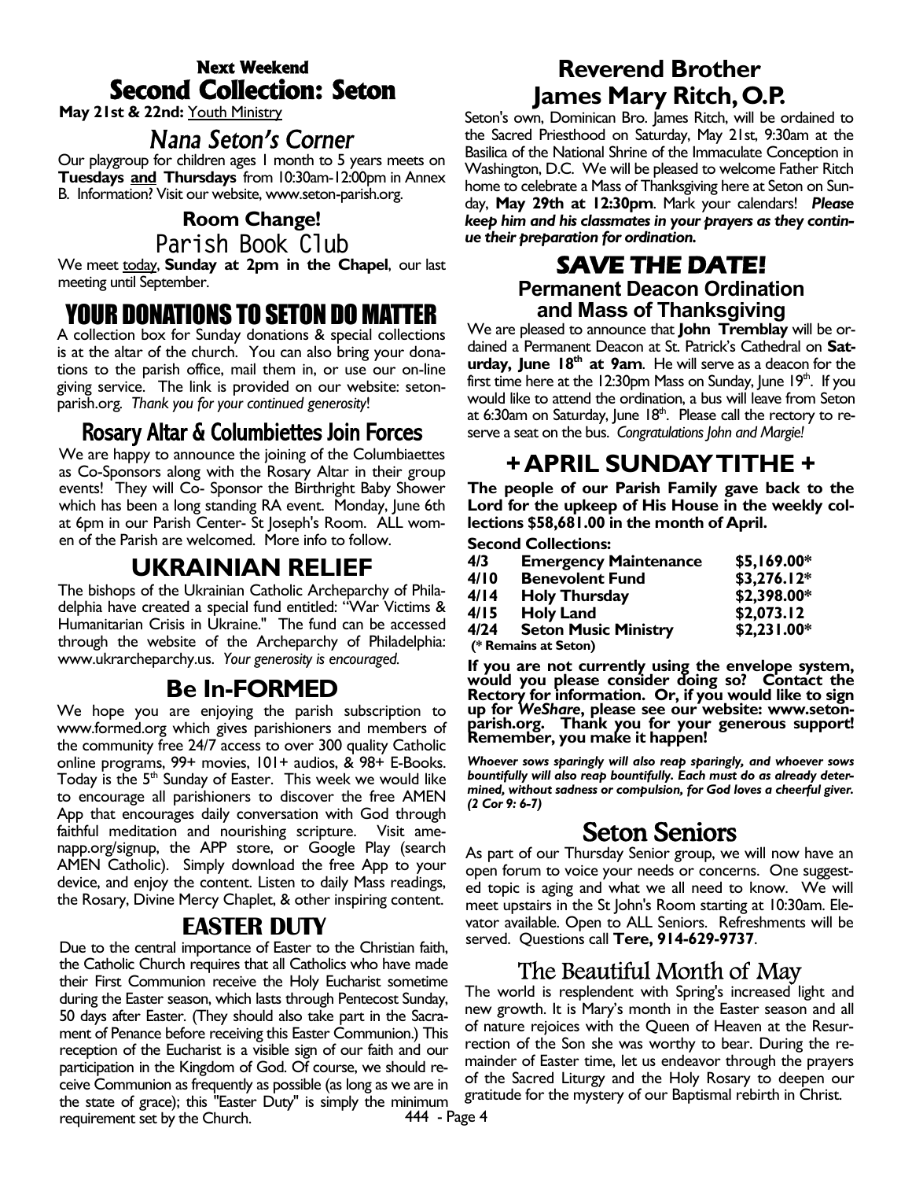## Next Weekend

## Second Collection: Seton

**May 21st & 22nd:** Youth Ministry

## *Nana Seton's Corner*

Our playgroup for children ages 1 month to 5 years meets on **Tuesdays and Thursdays** from 10:30am-12:00pm in Annex B. Information? Visit our website, www.seton-parish.org.

### Room Change!

## Parish Book Club

We meet today, **Sunday at 2pm in the Chapel**, our last meeting until September.

## YOUR DONATIONS TO SETON DO MATTER

A collection box for Sunday donations & special collections is at the altar of the church. You can also bring your donations to the parish office, mail them in, or use our on-line giving service. The link is provided on our website: seton-parish.org. *Thank you for your continued generosity!*

## Rosary Altar & Columbiettes Join Forces

We are happy to announce the joining of the Columbiaettes as Co-Sponsors along with the Rosary Altar in their group events! They will Co- Sponsor the Birthright Baby Shower which has been a long standing RA event. Monday, June 6th at 6pm in our Parish Center- St Joseph's Room. ALL women of the Parish are welcomed. More info to follow.

## UKRAINIAN RELIEF

The bishops of the Ukrainian Catholic Archeparchy of Philadelphia have created a special fund entitled: "War Victims & Humanitarian Crisis in Ukraine." The fund can be accessed through the website of the Archeparchy of Philadelphia: www.ukrarcheparchy.us. *Your generosity is encouraged.*

## Be In-FORMED

We hope you are enjoying the parish subscription to www.formed.org which gives parishioners and members of the community free 24/7 access to over 300 quality Catholic online programs, 99+ movies, 101+ audios, & 98+ E-Books. Today is the 5th Sunday of Easter. This week we would like to encourage all parishioners to discover the free AMEN App that encourages daily conversation with God through faithful meditation and nourishing scripture. Visit amenapp.org/signup, the APP store, or Google Play (search AMEN Catholic). Simply download the free App to your device, and enjoy the content. Listen to daily Mass readings, the Rosary, Divine Mercy Chaplet, & other inspiring content.

## EASTER DUTY

Due to the central importance of Easter to the Christian faith, the Catholic Church requires that all Catholics who have made their First Communion receive the Holy Eucharist sometime during the Easter season, which lasts through Pentecost Sunday, 50 days after Easter. (They should also take part in the Sacrament of Penance before receiving this Easter Communion.) This reception of the Eucharist is a visible sign of our faith and our participation in the Kingdom of God. Of course, we should receive Communion as frequently as possible (as long as we are in the state of grace); this "Easter Duty" is simply the minimum requirement set by the Church.

## Reverend Brother James Mary Ritch, O.P.

Seton's own, Dominican Bro. James Ritch, will be ordained to the Sacred Priesthood on Saturday, May 21st, 9:30am at the Basilica of the National Shrine of the Immaculate Conception in Washington, D.C. We will be pleased to welcome Father Ritch home to celebrate a Mass of Thanksgiving here at Seton on Sunday, **May 29th at 12:30pm**. Mark your calendars! ***Please keep him and his classmates in your prayers as they continue their preparation for ordination.***

## SAVE THE DATE!

### Permanent Deacon Ordination and Mass of Thanksgiving

We are pleased to announce that **John Tremblay** will be ordained a Permanent Deacon at St. Patrick's Cathedral on **Saturday, June 18th at 9am**. He will serve as a deacon for the first time here at the 12:30pm Mass on Sunday, June 19th. If you would like to attend the ordination, a bus will leave from Seton at 6:30am on Saturday, June 18th. Please call the rectory to reserve a seat on the bus. *Congratulations John and Margie!*

## + APRIL SUNDAY TITHE +

**The people of our Parish Family gave back to the Lord for the upkeep of His House in the weekly collections $58,681.00 in the month of April.**

**Second Collections:**

| | | |
|---|---|---|
| **4/3** | **Emergency Maintenance** | **$5,169.00*** |
| **4/10** | **Benevolent Fund** | **$3,276.12*** |
| **4/14** | **Holy Thursday** | **$2,398.00*** |
| **4/15** | **Holy Land** | **$2,073.12** |
| **4/24** | **Seton Music Ministry** | **$2,231.00*** |

**(* Remains at Seton)**

**If you are not currently using the envelope system, would you please consider doing so? Contact the Rectory for information. Or, if you would like to sign up for *WeShare*, please see our website: www.seton-parish.org. Thank you for your generous support! Remember, you make it happen!**

***Whoever sows sparingly will also reap sparingly, and whoever sows bountifully will also reap bountifully. Each must do as already determined, without sadness or compulsion, for God loves a cheerful giver. (2 Cor 9: 6-7)***

## Seton Seniors

As part of our Thursday Senior group, we will now have an open forum to voice your needs or concerns. One suggested topic is aging and what we all need to know. We will meet upstairs in the St John's Room starting at 10:30am. Elevator available. Open to ALL Seniors. Refreshments will be served. Questions call **Tere, 914-629-9737**.

## The Beautiful Month of May

The world is resplendent with Spring's increased light and new growth. It is Mary's month in the Easter season and all of nature rejoices with the Queen of Heaven at the Resurrection of the Son she was worthy to bear. During the remainder of Easter time, let us endeavor through the prayers of the Sacred Liturgy and the Holy Rosary to deepen our gratitude for the mystery of our Baptismal rebirth in Christ.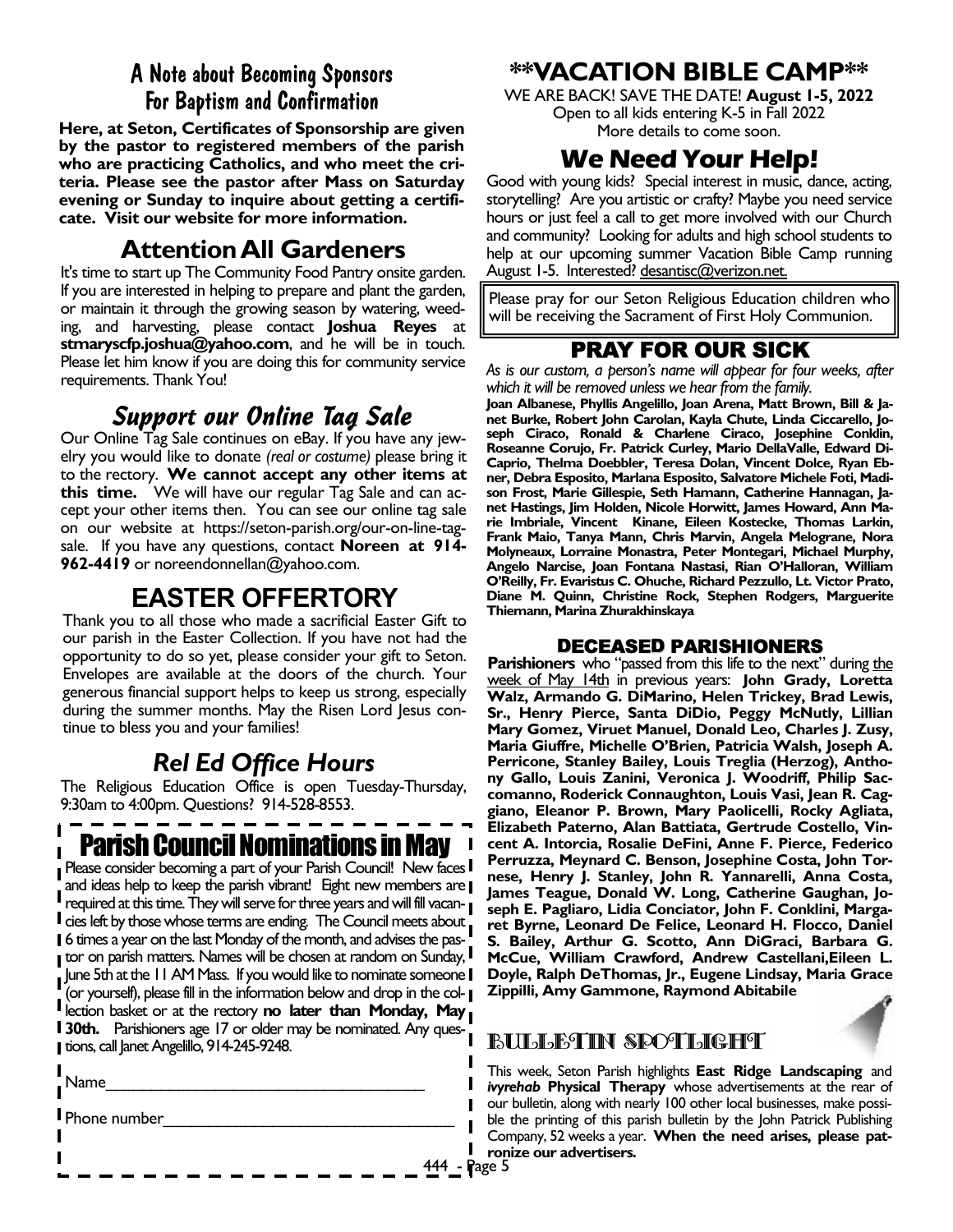## A Note about Becoming Sponsors For Baptism and Confirmation

**Here, at Seton, Certificates of Sponsorship are given by the pastor to registered members of the parish who are practicing Catholics, and who meet the criteria. Please see the pastor after Mass on Saturday evening or Sunday to inquire about getting a certificate. Visit our website for more information.**

## Attention All Gardeners

It's time to start up The Community Food Pantry onsite garden. If you are interested in helping to prepare and plant the garden, or maintain it through the growing season by watering, weeding, and harvesting, please contact **Joshua Reyes** at **stmaryscfp.joshua@yahoo.com**, and he will be in touch. Please let him know if you are doing this for community service requirements. Thank You!

## *Support our Online Tag Sale*

Our Online Tag Sale continues on eBay. If you have any jewelry you would like to donate *(real or costume)* please bring it to the rectory. **We cannot accept any other items at this time.** We will have our regular Tag Sale and can accept your other items then. You can see our online tag sale on our website at https://seton-parish.org/our-on-line-tag-sale. If you have any questions, contact **Noreen at 914-962-4419** or noreendonnellan@yahoo.com.

## EASTER OFFERTORY

Thank you to all those who made a sacrificial Easter Gift to our parish in the Easter Collection. If you have not had the opportunity to do so yet, please consider your gift to Seton. Envelopes are available at the doors of the church. Your generous financial support helps to keep us strong, especially during the summer months. May the Risen Lord Jesus continue to bless you and your families!

## *Rel Ed Office Hours*

The Religious Education Office is open Tuesday-Thursday, 9:30am to 4:00pm. Questions? 914-528-8553.

## Parish Council Nominations in May

Please consider becoming a part of your Parish Council! New faces and ideas help to keep the parish vibrant! Eight new members are required at this time. They will serve for three years and will fill vacancies left by those whose terms are ending. The Council meets about 6 times a year on the last Monday of the month, and advises the pastor on parish matters. Names will be chosen at random on Sunday, June 5th at the 11 AM Mass. If you would like to nominate someone (or yourself), please fill in the information below and drop in the collection basket or at the rectory **no later than Monday, May 30th.** Parishioners age 17 or older may be nominated. Any questions, call Janet Angelillo, 914-245-9248.

Name____________________________________

Phone number______________________________

## **VACATION BIBLE CAMP**

WE ARE BACK! SAVE THE DATE! **August 1-5, 2022**
Open to all kids entering K-5 in Fall 2022
More details to come soon.

## *We Need Your Help!*

Good with young kids? Special interest in music, dance, acting, storytelling? Are you artistic or crafty? Maybe you need service hours or just feel a call to get more involved with our Church and community? Looking for adults and high school students to help at our upcoming summer Vacation Bible Camp running August 1-5. Interested? desantisc@verizon.net.

Please pray for our Seton Religious Education children who will be receiving the Sacrament of First Holy Communion.

## PRAY FOR OUR SICK

*As is our custom, a person's name will appear for four weeks, after which it will be removed unless we hear from the family.*

**Joan Albanese, Phyllis Angelillo, Joan Arena, Matt Brown, Bill & Janet Burke, Robert John Carolan, Kayla Chute, Linda Ciccarello, Joseph Ciraco, Ronald & Charlene Ciraco, Josephine Conklin, Roseanne Corujo, Fr. Patrick Curley, Mario DellaValle, Edward DiCaprio, Thelma Doebbler, Teresa Dolan, Vincent Dolce, Ryan Ebner, Debra Esposito, Marlana Esposito, Salvatore Michele Foti, Madison Frost, Marie Gillespie, Seth Hamann, Catherine Hannagan, Janet Hastings, Jim Holden, Nicole Horwitt, James Howard, Ann Marie Imbriale, Vincent Kinane, Eileen Kostecke, Thomas Larkin, Frank Maio, Tanya Mann, Chris Marvin, Angela Melograne, Nora Molyneaux, Lorraine Monastra, Peter Montegari, Michael Murphy, Angelo Narcise, Joan Fontana Nastasi, Rian O'Halloran, William O'Reilly, Fr. Evaristus C. Ohuche, Richard Pezzullo, Lt. Victor Prato, Diane M. Quinn, Christine Rock, Stephen Rodgers, Marguerite Thiemann, Marina Zhurakhinskaya**

## DECEASED PARISHIONERS

**Parishioners** who "passed from this life to the next" during the week of May 14th in previous years: **John Grady, Loretta Walz, Armando G. DiMarino, Helen Trickey, Brad Lewis, Sr., Henry Pierce, Santa DiDio, Peggy McNutly, Lillian Mary Gomez, Viruet Manuel, Donald Leo, Charles J. Zusy, Maria Giuffre, Michelle O'Brien, Patricia Walsh, Joseph A. Perricone, Stanley Bailey, Louis Treglia (Herzog), Anthony Gallo, Louis Zanini, Veronica J. Woodriff, Philip Saccomanno, Roderick Connaughton, Louis Vasi, Jean R. Caggiano, Eleanor P. Brown, Mary Paolicelli, Rocky Agliata, Elizabeth Paterno, Alan Battiata, Gertrude Costello, Vincent A. Intorcia, Rosalie DeFini, Anne F. Pierce, Federico Perruzza, Meynard C. Benson, Josephine Costa, John Tornese, Henry J. Stanley, John R. Yannarelli, Anna Costa, James Teague, Donald W. Long, Catherine Gaughan, Joseph E. Pagliaro, Lidia Conciator, John F. Conklini, Margaret Byrne, Leonard De Felice, Leonard H. Flocco, Daniel S. Bailey, Arthur G. Scotto, Ann DiGraci, Barbara G. McCue, William Crawford, Andrew Castellani,Eileen L. Doyle, Ralph DeThomas, Jr., Eugene Lindsay, Maria Grace Zippilli, Amy Gammone, Raymond Abitabile**

## BULLETIN SPOTLIGHT

This week, Seton Parish highlights **East Ridge Landscaping** and ***ivyrehab* Physical Therapy** whose advertisements at the rear of our bulletin, along with nearly 100 other local businesses, make possible the printing of this parish bulletin by the John Patrick Publishing Company, 52 weeks a year. **When the need arises, please patronize our advertisers.**